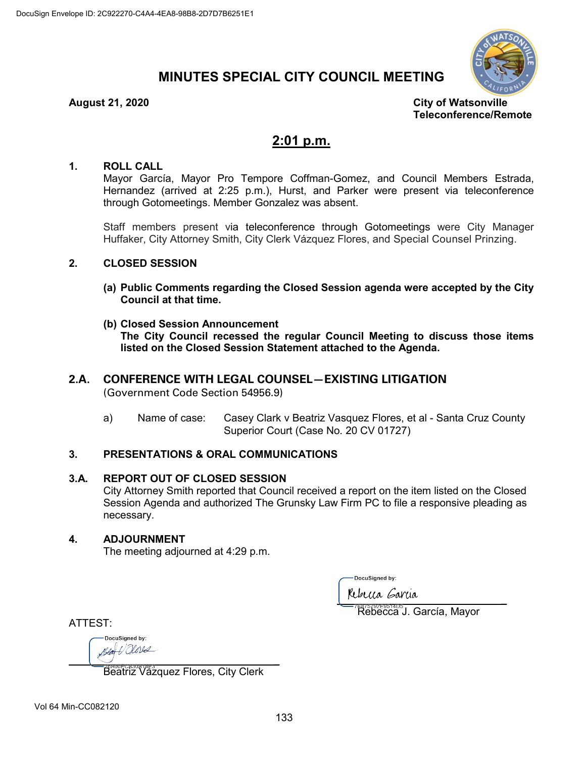DocuSign Envelope ID: 2C922270-C4A4-4EA8-98B8-2D7D7B6251E1

# MINUTES SPECIAL CITY COUNCIL MEETING

**August 21, 2020**

**City of Watsonville**
**Teleconference/Remote**

## 2:01 p.m.

### 1. ROLL CALL

Mayor García, Mayor Pro Tempore Coffman-Gomez, and Council Members Estrada, Hernandez (arrived at 2:25 p.m.), Hurst, and Parker were present via teleconference through Gotomeetings. Member Gonzalez was absent.

Staff members present via teleconference through Gotomeetings were City Manager Huffaker, City Attorney Smith, City Clerk Vázquez Flores, and Special Counsel Prinzing.

### 2. CLOSED SESSION

**(a) Public Comments regarding the Closed Session agenda were accepted by the City Council at that time.**

**(b) Closed Session Announcement**
**The City Council recessed the regular Council Meeting to discuss those items listed on the Closed Session Statement attached to the Agenda.**

### 2.A. CONFERENCE WITH LEGAL COUNSEL—EXISTING LITIGATION

(Government Code Section 54956.9)

a) Name of case: Casey Clark v Beatriz Vasquez Flores, et al - Santa Cruz County Superior Court (Case No. 20 CV 01727)

### 3. PRESENTATIONS & ORAL COMMUNICATIONS

### 3.A. REPORT OUT OF CLOSED SESSION

City Attorney Smith reported that Council received a report on the item listed on the Closed Session Agenda and authorized The Grunsky Law Firm PC to file a responsive pleading as necessary.

### 4. ADJOURNMENT

The meeting adjourned at 4:29 p.m.

DocuSigned by:
Rebecca Garcia
7E875792E9514D5
Rebecca J. García, Mayor

ATTEST:

DocuSigned by:
26A00FCA30A14E3
Beatriz Vázquez Flores, City Clerk

Vol 64 Min-CC082120